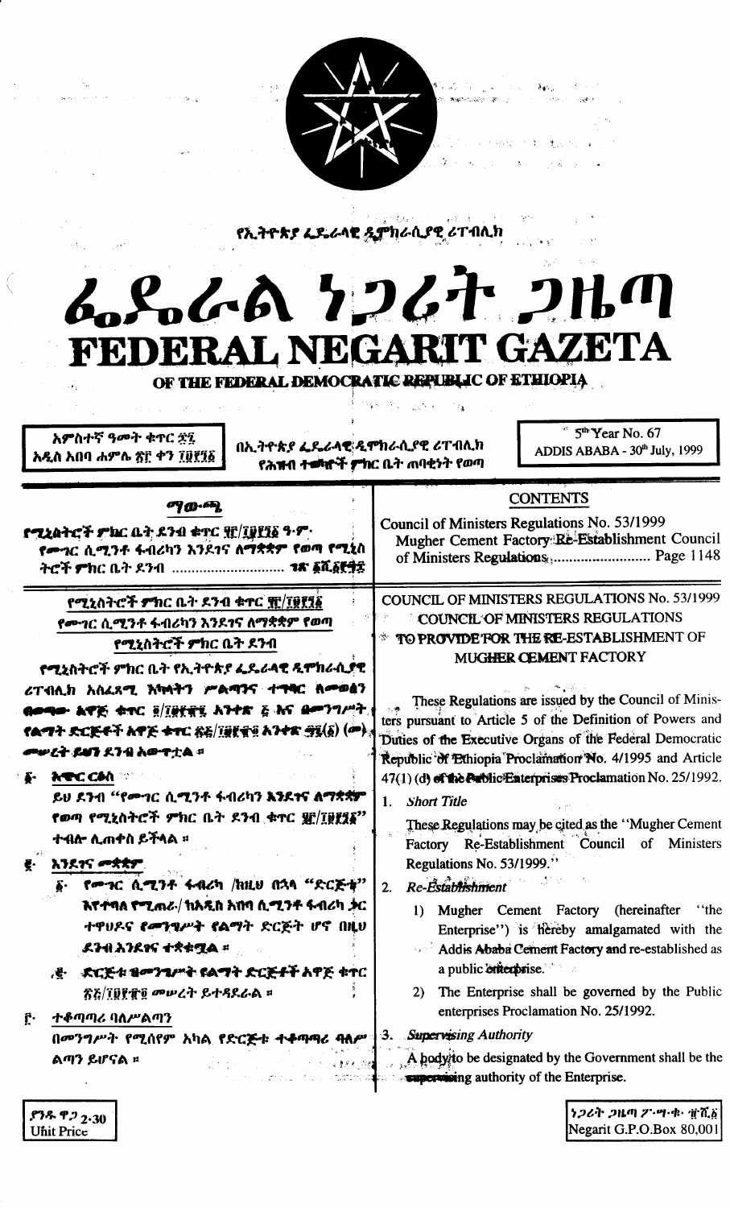የኢትዮጵያ ፌዴራላዊ ዲሞክራሲያዊ ሪፐብሊክ

# ፌዴራል ነጋሪት ጋዜጣ
# FEDERAL NEGARIT GAZETA
## OF THE FEDERAL DEMOCRATIC REPUBLIC OF ETHIOPIA

አምስተኛ ዓመት ቁጥር ፷፯
አዲስ አበባ ሐምሌ ፳፫ ቀን ፲፱፻፺፩

በኢትዮጵያ ፌዴራላዊ ዲሞክራሲያዊ ሪፐብሊክ የሕዝብ ተወካዮች ምክር ቤት ጠባቂነት የወጣ

5th Year No. 67
ADDIS ABABA - 30th July, 1999

**ማውጫ**

የሚኒስትሮች ምክር ቤት ደንብ ቁጥር ፶፫/፲፱፻፺፩ ዓ.ም.
የሙገር ሲሚንቶ ፋብሪካን እንደገና ለማቋቋም የወጣ የሚኒስትሮች ምክር ቤት ደንብ ........................ ገጽ ፩ሺ፩፻፵፰

**CONTENTS**

Council of Ministers Regulations No. 53/1999
Mugher Cement Factory Re-Establishment Council of Ministers Regulations.......................... Page 1148

**የሚኒስትሮች ምክር ቤት ደንብ ቁጥር ፶፫/፲፱፻፺፩**
**የሙገር ሲሚንቶ ፋብሪካን እንደገና ለማቋቋም የወጣ የሚኒስትሮች ምክር ቤት ደንብ**

የሚኒስትሮች ምክር ቤት የኢትዮጵያ ፌዴራላዊ ዲሞክራሲያዊ ሪፐብሊክ አስፈጻሚ አካላትን ሥልጣንና ተግባር ለመወሰን በወጣው አዋጅ ቁጥር ፬/፲፱፻፹፯ አንቀጽ ፭ እና በመንግሥት የልማት ድርጅቶች አዋጅ ቁጥር ፳፭/፲፱፻፹፬ አንቀጽ ፵፯(፩) (መ) መሠረት ይህን ደንብ አውጥቷል ።

፩. **አጭር ርዕስ**

ይህ ደንብ "የሙገር ሲሚንቶ ፋብሪካን እንደገና ለማቋቋም የወጣ የሚኒስትሮች ምክር ቤት ደንብ ቁጥር ፶፫/፲፱፻፺፩" ተብሎ ሊጠቀስ ይችላል ።

፪. **እንደገና መቋቋም**

፩. የሙገር ሲሚንቶ ፋብሪካ /ከዚህ በኋላ "ድርጅቱ" እየተባለ የሚጠራ/ ከአዲስ አበባ ሲሚንቶ ፋብሪካ ጋር ተዋሀዶ የመንግሥት የልማት ድርጅት ሆኖ በዚህ ደንብ እንደገና ተቋቁሟል ።

፪. ድርጅቱ በመንግሥት የልማት ድርጅቶች አዋጅ ቁጥር ፳፭/፲፱፻፹፬ መሠረት ይተዳደራል ።

፫. **ተቆጣጣሪ ባለሥልጣን**

በመንግሥት የሚሰየም አካል የድርጅቱ ተቆጣጣሪ ባለሥልጣን ይሆናል ።

**COUNCIL OF MINISTERS REGULATIONS No. 53/1999**
**COUNCIL OF MINISTERS REGULATIONS TO PROVIDE FOR THE RE-ESTABLISHMENT OF MUGHER CEMENT FACTORY**

These Regulations are issued by the Council of Ministers pursuant to Article 5 of the Definition of Powers and Duties of the Executive Organs of the Federal Democratic Republic of Ethiopia Proclamation No. 4/1995 and Article 47(1) (d) of the Public Enterprises Proclamation No. 25/1992.

1. **Short Title**

These Regulations may be cited as the "Mugher Cement Factory Re-Establishment Council of Ministers Regulations No. 53/1999."

2. **Re-Establishment**

1) Mugher Cement Factory (hereinafter "the Enterprise") is hereby amalgamated with the Addis Ababa Cement Factory and re-established as a public enterprise.

2) The Enterprise shall be governed by the Public enterprises Proclamation No. 25/1992.

3. **Supervising Authority**

A body to be designated by the Government shall be the supervising authority of the Enterprise.

ያንዱ ዋጋ 2.30
Unit Price

ነጋሪት ጋዜጣ ፖ.ሣ.ቁ. ፹ሺ፩
Negarit G.P.O.Box 80,001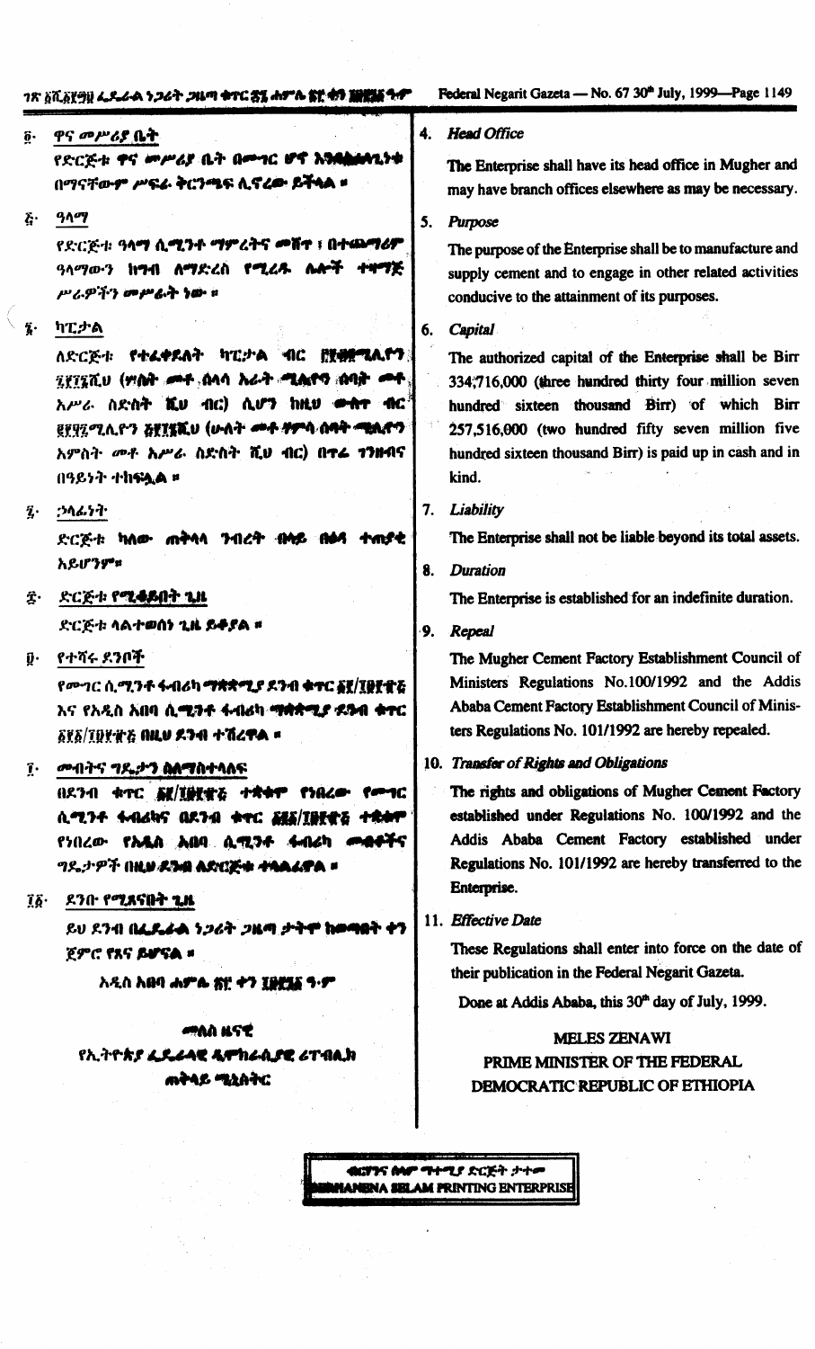፬· ዋና መሥሪያ ቤት

የድርጅቱ ዋና መሥሪያ ቤት በሙገር ሆኖ እንደአስፈላጊነቱ በማናቸውም ሥፍራ ቅርንጫፍ ሊኖረው ይችላል ።

፭· ዓላማ

የድርጅቱ ዓላማ ሲሚንቶ ማምረትና መሸጥ ፤ በተጨማሪም ዓላማውን ከግብ ለማድረስ የሚረዱ ሌሎች ተዛማጅ ሥራዎችን መሥራት ነው ።

፮· ካፒታል

ለድርጅቱ የተፈቀደለት ካፒታል ብር ፫፻፴፬፯፻፲፮ሺ ፻፴፬ሚሊዮን ፯፻፲፮ሺ ብር (ሦስት መቶ ሰላሳ አራት ሚሊዮን ሰባት መቶ አሥራ ስድስት ሺህ ብር) ሲሆን ከዚህ ውስጥ ብር ፪፻፶፯ሚሊዮን ፭፻፲፮ሺ ብር (ሁለት መቶ ሃምሳ ሰባት ሚሊዮን አምስት መቶ አሥራ ስድስት ሺህ ብር) በጥሬ ገንዘብና በዓይነት ተከፍሏል ።

፯· ኃላፊነት

ድርጅቱ ከአለው ጠቅላላ ንብረት በላይ በዕዳ ተጠያቂ አይሆንም።

፰· ድርጅቱ የሚቆይበት ጊዜ

ድርጅቱ ላልተወሰነ ጊዜ ይቆያል ።

፱· የተሻሩ ደንቦች

የሙገር ሲሚንቶ ፋብሪካ ማቋቋሚያ ደንብ ቁጥር ፻/፲፱፻፹፬ እና የአዲስ አበባ ሲሚንቶ ፋብሪካ ማቋቋሚያ ደንብ ቁጥር ፻፩/፲፱፻፹፬ በዚህ ደንብ ተሽረዋል ።

፲· መብትና ግዴታን ስለማስተላለፍ

በደንብ ቁጥር ፻/፲፱፻፹፬ ተቋቁሞ የነበረው የሙገር ሲሚንቶ ፋብሪካና በደንብ ቁጥር ፻፩/፲፱፻፹፬ ተቋቁሞ የነበረው የአዲስ አበባ ሲሚንቶ ፋብሪካ መብቶችና ግዴታዎች በዚህ ደንብ ለድርጅቱ ተላልፈዋል ።

፲፩· ደንቡ የሚጸናበት ጊዜ

ይህ ደንብ በፌዴራል ነጋሪት ጋዜጣ ታትሞ ከወጣበት ቀን ጀምሮ የጸና ይሆናል ።

አዲስ አበባ ሐምሌ ፳፫ ቀን ፲፱፻፺፩ ዓ·ም

መለስ ዜናዊ

የኢትዮጵያ ፌዴራላዊ ዲሞክራሲያዊ ሪፐብሊክ ጠቅላይ ሚኒስትር

4. *Head Office*

The Enterprise shall have its head office in Mugher and may have branch offices elsewhere as may be necessary.

5. *Purpose*

The purpose of the Enterprise shall be to manufacture and supply cement and to engage in other related activities conducive to the attainment of its purposes.

6. *Capital*

The authorized capital of the Enterprise shall be Birr 334,716,000 (three hundred thirty four million seven hundred sixteen thousand Birr) of which Birr 257,516,000 (two hundred fifty seven million five hundred sixteen thousand Birr) is paid up in cash and in kind.

7. *Liability*

The Enterprise shall not be liable beyond its total assets.

8. *Duration*

The Enterprise is established for an indefinite duration.

9. *Repeal*

The Mugher Cement Factory Establishment Council of Ministers Regulations No.100/1992 and the Addis Ababa Cement Factory Establishment Council of Ministers Regulations No. 101/1992 are hereby repealed.

10. *Transfer of Rights and Obligations*

The rights and obligations of Mugher Cement Factory established under Regulations No. 100/1992 and the Addis Ababa Cement Factory established under Regulations No. 101/1992 are hereby transferred to the Enterprise.

11. *Effective Date*

These Regulations shall enter into force on the date of their publication in the Federal Negarit Gazeta.

Done at Addis Ababa, this 30th day of July, 1999.

MELES ZENAWI

PRIME MINISTER OF THE FEDERAL DEMOCRATIC REPUBLIC OF ETHIOPIA

ብርሃንና ሰላም ማተሚያ ድርጅት ታተመ
BERHANENA SELAM PRINTING ENTERPRISE